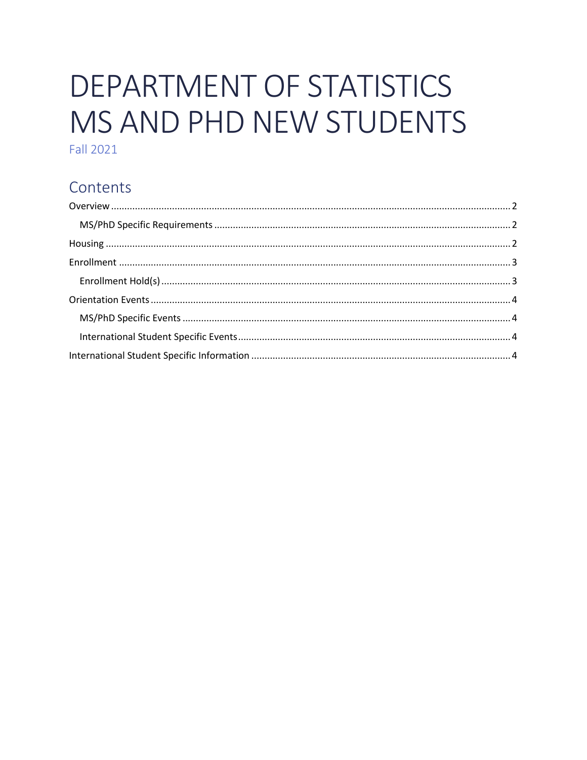# DEPARTMENT OF STATISTICS MS AND PHD NEW STUDENTS

Fall 2021

## Contents

- Overview .......... 2
  - MS/PhD Specific Requirements .......... 2
- Housing .......... 2
- Enrollment .......... 3
  - Enrollment Hold(s) .......... 3
- Orientation Events .......... 4
  - MS/PhD Specific Events .......... 4
  - International Student Specific Events .......... 4
- International Student Specific Information .......... 4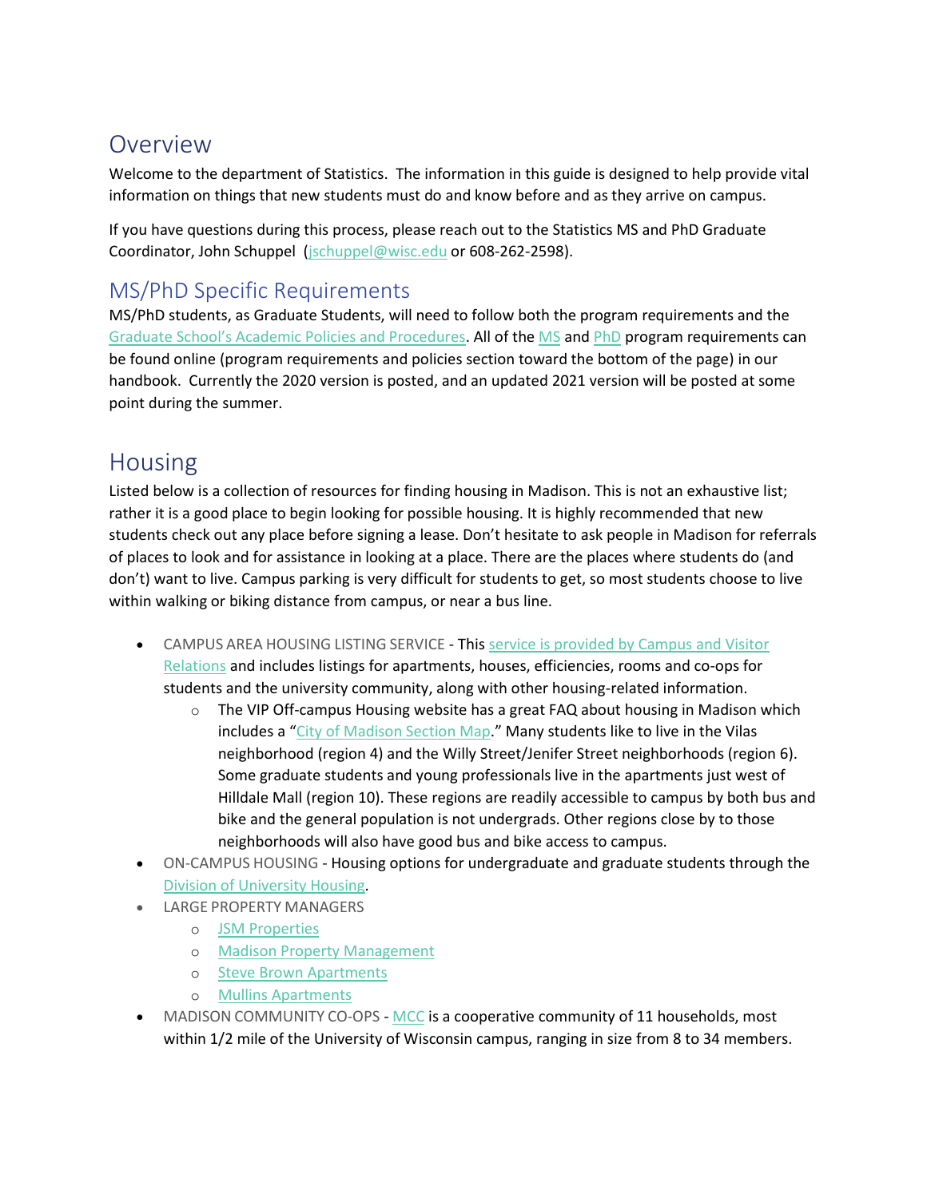# Overview

Welcome to the department of Statistics. The information in this guide is designed to help provide vital information on things that new students must do and know before and as they arrive on campus.

If you have questions during this process, please reach out to the Statistics MS and PhD Graduate Coordinator, John Schuppel (jschuppel@wisc.edu or 608-262-2598).

## MS/PhD Specific Requirements

MS/PhD students, as Graduate Students, will need to follow both the program requirements and the Graduate School's Academic Policies and Procedures. All of the MS and PhD program requirements can be found online (program requirements and policies section toward the bottom of the page) in our handbook. Currently the 2020 version is posted, and an updated 2021 version will be posted at some point during the summer.

# Housing

Listed below is a collection of resources for finding housing in Madison. This is not an exhaustive list; rather it is a good place to begin looking for possible housing. It is highly recommended that new students check out any place before signing a lease. Don't hesitate to ask people in Madison for referrals of places to look and for assistance in looking at a place. There are the places where students do (and don't) want to live. Campus parking is very difficult for students to get, so most students choose to live within walking or biking distance from campus, or near a bus line.

- CAMPUS AREA HOUSING LISTING SERVICE - This service is provided by Campus and Visitor Relations and includes listings for apartments, houses, efficiencies, rooms and co-ops for students and the university community, along with other housing-related information.
  - The VIP Off-campus Housing website has a great FAQ about housing in Madison which includes a "City of Madison Section Map." Many students like to live in the Vilas neighborhood (region 4) and the Willy Street/Jenifer Street neighborhoods (region 6). Some graduate students and young professionals live in the apartments just west of Hilldale Mall (region 10). These regions are readily accessible to campus by both bus and bike and the general population is not undergrads. Other regions close by to those neighborhoods will also have good bus and bike access to campus.
- ON-CAMPUS HOUSING - Housing options for undergraduate and graduate students through the Division of University Housing.
- LARGE PROPERTY MANAGERS
  - JSM Properties
  - Madison Property Management
  - Steve Brown Apartments
  - Mullins Apartments
- MADISON COMMUNITY CO-OPS - MCC is a cooperative community of 11 households, most within 1/2 mile of the University of Wisconsin campus, ranging in size from 8 to 34 members.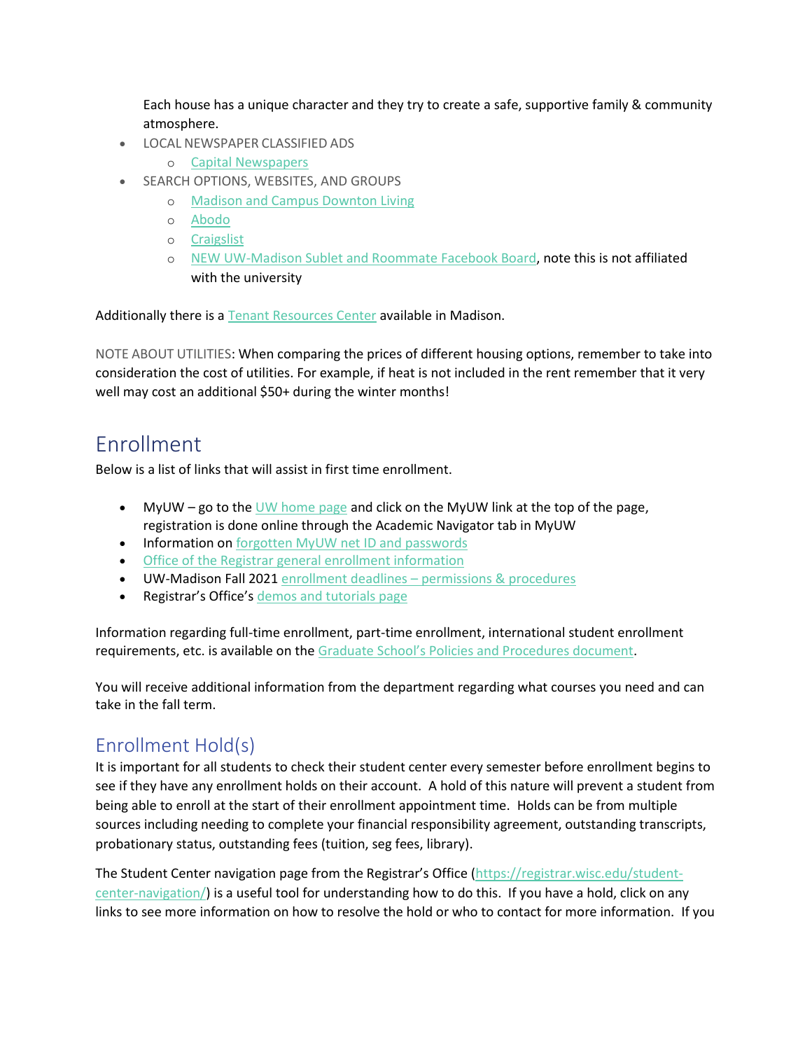Each house has a unique character and they try to create a safe, supportive family & community atmosphere.

- LOCAL NEWSPAPER CLASSIFIED ADS
  - Capital Newspapers
- SEARCH OPTIONS, WEBSITES, AND GROUPS
  - Madison and Campus Downtown Living
  - Abodo
  - Craigslist
  - NEW UW-Madison Sublet and Roommate Facebook Board, note this is not affiliated with the university

Additionally there is a Tenant Resources Center available in Madison.

NOTE ABOUT UTILITIES: When comparing the prices of different housing options, remember to take into consideration the cost of utilities. For example, if heat is not included in the rent remember that it very well may cost an additional $50+ during the winter months!

# Enrollment

Below is a list of links that will assist in first time enrollment.

- MyUW – go to the UW home page and click on the MyUW link at the top of the page, registration is done online through the Academic Navigator tab in MyUW
- Information on forgotten MyUW net ID and passwords
- Office of the Registrar general enrollment information
- UW-Madison Fall 2021 enrollment deadlines – permissions & procedures
- Registrar's Office's demos and tutorials page

Information regarding full-time enrollment, part-time enrollment, international student enrollment requirements, etc. is available on the Graduate School's Policies and Procedures document.

You will receive additional information from the department regarding what courses you need and can take in the fall term.

## Enrollment Hold(s)

It is important for all students to check their student center every semester before enrollment begins to see if they have any enrollment holds on their account. A hold of this nature will prevent a student from being able to enroll at the start of their enrollment appointment time. Holds can be from multiple sources including needing to complete your financial responsibility agreement, outstanding transcripts, probationary status, outstanding fees (tuition, seg fees, library).

The Student Center navigation page from the Registrar's Office (https://registrar.wisc.edu/student-center-navigation/) is a useful tool for understanding how to do this. If you have a hold, click on any links to see more information on how to resolve the hold or who to contact for more information. If you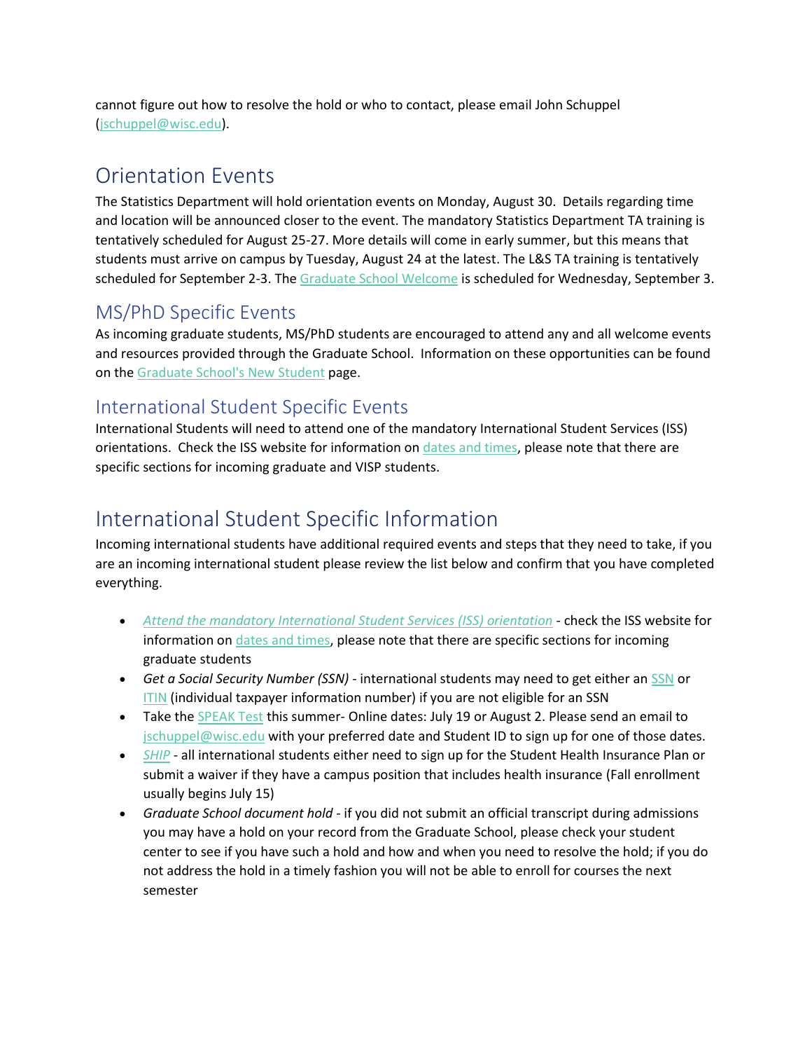cannot figure out how to resolve the hold or who to contact, please email John Schuppel (jschuppel@wisc.edu).

# Orientation Events

The Statistics Department will hold orientation events on Monday, August 30. Details regarding time and location will be announced closer to the event. The mandatory Statistics Department TA training is tentatively scheduled for August 25-27. More details will come in early summer, but this means that students must arrive on campus by Tuesday, August 24 at the latest. The L&S TA training is tentatively scheduled for September 2-3. The Graduate School Welcome is scheduled for Wednesday, September 3.

## MS/PhD Specific Events

As incoming graduate students, MS/PhD students are encouraged to attend any and all welcome events and resources provided through the Graduate School. Information on these opportunities can be found on the Graduate School's New Student page.

## International Student Specific Events

International Students will need to attend one of the mandatory International Student Services (ISS) orientations. Check the ISS website for information on dates and times, please note that there are specific sections for incoming graduate and VISP students.

# International Student Specific Information

Incoming international students have additional required events and steps that they need to take, if you are an incoming international student please review the list below and confirm that you have completed everything.

- *Attend the mandatory International Student Services (ISS) orientation* - check the ISS website for information on dates and times, please note that there are specific sections for incoming graduate students
- *Get a Social Security Number (SSN)* - international students may need to get either an SSN or ITIN (individual taxpayer information number) if you are not eligible for an SSN
- Take the SPEAK Test this summer- Online dates: July 19 or August 2. Please send an email to jschuppel@wisc.edu with your preferred date and Student ID to sign up for one of those dates.
- *SHIP* - all international students either need to sign up for the Student Health Insurance Plan or submit a waiver if they have a campus position that includes health insurance (Fall enrollment usually begins July 15)
- *Graduate School document hold* - if you did not submit an official transcript during admissions you may have a hold on your record from the Graduate School, please check your student center to see if you have such a hold and how and when you need to resolve the hold; if you do not address the hold in a timely fashion you will not be able to enroll for courses the next semester